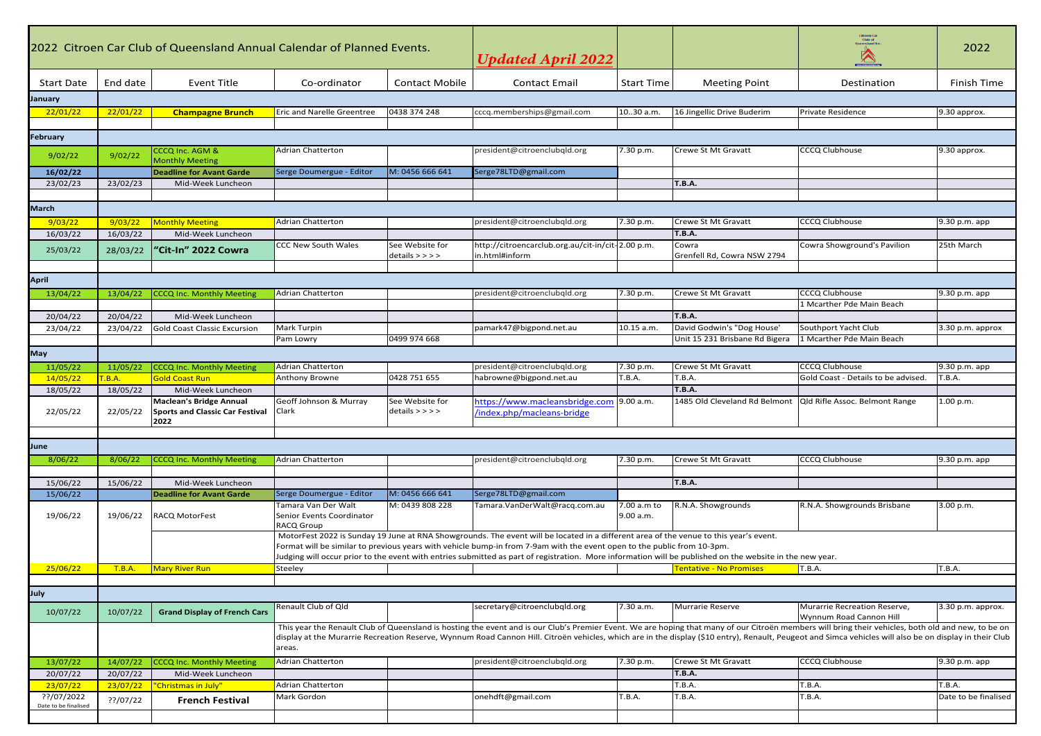| 2022 Citroen Car Club of Queensland Annual Calendar of Planned Events. | | | | | *Updated April 2022* | | | | 2022 |
|---|---|---|---|---|---|---|---|---|---|
| Start Date | End date | Event Title | Co-ordinator | Contact Mobile | Contact Email | Start Time | Meeting Point | Destination | Finish Time |
| **January** | | | | | | | | | |
| 22/01/22 | 22/01/22 | **Champagne Brunch** | Eric and Narelle Greentree | 0438 374 248 | cccq.memberships@gmail.com | 10..30 a.m. | 16 Jingellic Drive Buderim | Private Residence | 9.30 approx. |
| **February** | | | | | | | | | |
| 9/02/22 | 9/02/22 | CCCQ Inc. AGM & Monthly Meeting | Adrian Chatterton | | president@citroenclubqld.org | 7.30 p.m. | Crewe St Mt Gravatt | CCCQ Clubhouse | 9.30 approx. |
| **16/02/22** | | **Deadline for Avant Garde** | Serge Doumergue - Editor | M: 0456 666 641 | Serge78LTD@gmail.com | | | | |
| 23/02/23 | 23/02/23 | Mid-Week Luncheon | | | | | **T.B.A.** | | |
| **March** | | | | | | | | | |
| 9/03/22 | 9/03/22 | Monthly Meeting | Adrian Chatterton | | president@citroenclubqld.org | 7.30 p.m. | Crewe St Mt Gravatt | CCCQ Clubhouse | 9.30 p.m. app |
| 16/03/22 | 16/03/22 | Mid-Week Luncheon | | | | | **T.B.A.** | | |
| 25/03/22 | 28/03/22 | **"Cit-In" 2022 Cowra** | CCC New South Wales | See Website for details > > > > | http://citroencarclub.org.au/cit-in/cit-in.html#inform | 2.00 p.m. | Cowra Grenfell Rd, Cowra NSW 2794 | Cowra Showground's Pavilion | 25th March |
| **April** | | | | | | | | | |
| 13/04/22 | 13/04/22 | CCCQ Inc. Monthly Meeting | Adrian Chatterton | | president@citroenclubqld.org | 7.30 p.m. | Crewe St Mt Gravatt | CCCQ Clubhouse | 9.30 p.m. app |
| | | | | | | | | 1 Mcarther Pde Main Beach | |
| 20/04/22 | 20/04/22 | Mid-Week Luncheon | | | | | **T.B.A.** | | |
| 23/04/22 | 23/04/22 | Gold Coast Classic Excursion | Mark Turpin | | pamark47@bigpond.net.au | 10.15 a.m. | David Godwin's "Dog House' | Southport Yacht Club | 3.30 p.m. approx |
| | | | Pam Lowry | 0499 974 668 | | | Unit 15 231 Brisbane Rd Bigera | 1 Mcarther Pde Main Beach | |
| **May** | | | | | | | | | |
| 11/05/22 | 11/05/22 | CCCQ Inc. Monthly Meeting | Adrian Chatterton | | president@citroenclubqld.org | 7.30 p.m. | Crewe St Mt Gravatt | CCCQ Clubhouse | 9.30 p.m. app |
| 14/05/22 | T.B.A. | Gold Coast Run | Anthony Browne | 0428 751 655 | habrowne@bigpond.net.au | T.B.A. | T.B.A. | Gold Coast - Details to be advised. | T.B.A. |
| 18/05/22 | 18/05/22 | Mid-Week Luncheon | | | | | **T.B.A.** | | |
| 22/05/22 | 22/05/22 | **Maclean's Bridge Annual Sports and Classic Car Festival 2022** | Geoff Johnson & Murray Clark | See Website for details > > > > | https://www.macleansbridge.com/index.php/macleans-bridge | 9.00 a.m. | 1485 Old Cleveland Rd Belmont | Qld Rifle Assoc. Belmont Range | 1.00 p.m. |
| **June** | | | | | | | | | |
| 8/06/22 | 8/06/22 | CCCQ Inc. Monthly Meeting | Adrian Chatterton | | president@citroenclubqld.org | 7.30 p.m. | Crewe St Mt Gravatt | CCCQ Clubhouse | 9.30 p.m. app |
| 15/06/22 | 15/06/22 | Mid-Week Luncheon | | | | | **T.B.A.** | | |
| 15/06/22 | | **Deadline for Avant Garde** | Serge Doumergue - Editor | M: 0456 666 641 | Serge78LTD@gmail.com | | | | |
| 19/06/22 | 19/06/22 | RACQ MotorFest | Tamara Van Der Walt Senior Events Coordinator RACQ Group | M: 0439 808 228 | Tamara.VanDerWalt@racq.com.au | 7.00 a.m to 9.00 a.m. | R.N.A. Showgrounds | R.N.A. Showgrounds Brisbane | 3.00 p.m. |
| | | | MotorFest 2022 is Sunday 19 June at RNA Showgrounds. The event will be located in a different area of the venue to this year's event. Format will be similar to previous years with vehicle bump-in from 7-9am with the event open to the public from 10-3pm. Judging will occur prior to the event with entries submitted as part of registration. More information will be published on the website in the new year. | | | | | | |
| 25/06/22 | T.B.A. | Mary River Run | Steeley | | | | Tentative - No Promises | T.B.A. | T.B.A. |
| **July** | | | | | | | | | |
| 10/07/22 | 10/07/22 | **Grand Display of French Cars** | Renault Club of Qld | | secretary@citroenclubqld.org | 7.30 a.m. | Murrarie Reserve | Murarrie Recreation Reserve, Wynnum Road Cannon Hill | 3.30 p.m. approx. |
| | | | This year the Renault Club of Queensland is hosting the event and is our Club's Premier Event. We are hoping that many of our Citroën members will bring their vehicles, both old and new, to be on display at the Murarrie Recreation Reserve, Wynnum Road Cannon Hill. Citroën vehicles, which are in the display ($10 entry), Renault, Peugeot and Simca vehicles will also be on display in their Club areas. | | | | | | |
| 13/07/22 | 14/07/22 | CCCQ Inc. Monthly Meeting | Adrian Chatterton | | president@citroenclubqld.org | 7.30 p.m. | Crewe St Mt Gravatt | CCCQ Clubhouse | 9.30 p.m. app |
| 20/07/22 | 20/07/22 | Mid-Week Luncheon | | | | | **T.B.A.** | | |
| 23/07/22 | 23/07/22 | "Christmas in July" | Adrian Chatterton | | | | T.B.A. | T.B.A. | T.B.A. |
| ??/07/2022 Date to be finalised | ??/07/22 | **French Festival** | Mark Gordon | | onehdft@gmail.com | T.B.A. | T.B.A. | T.B.A. | Date to be finalised |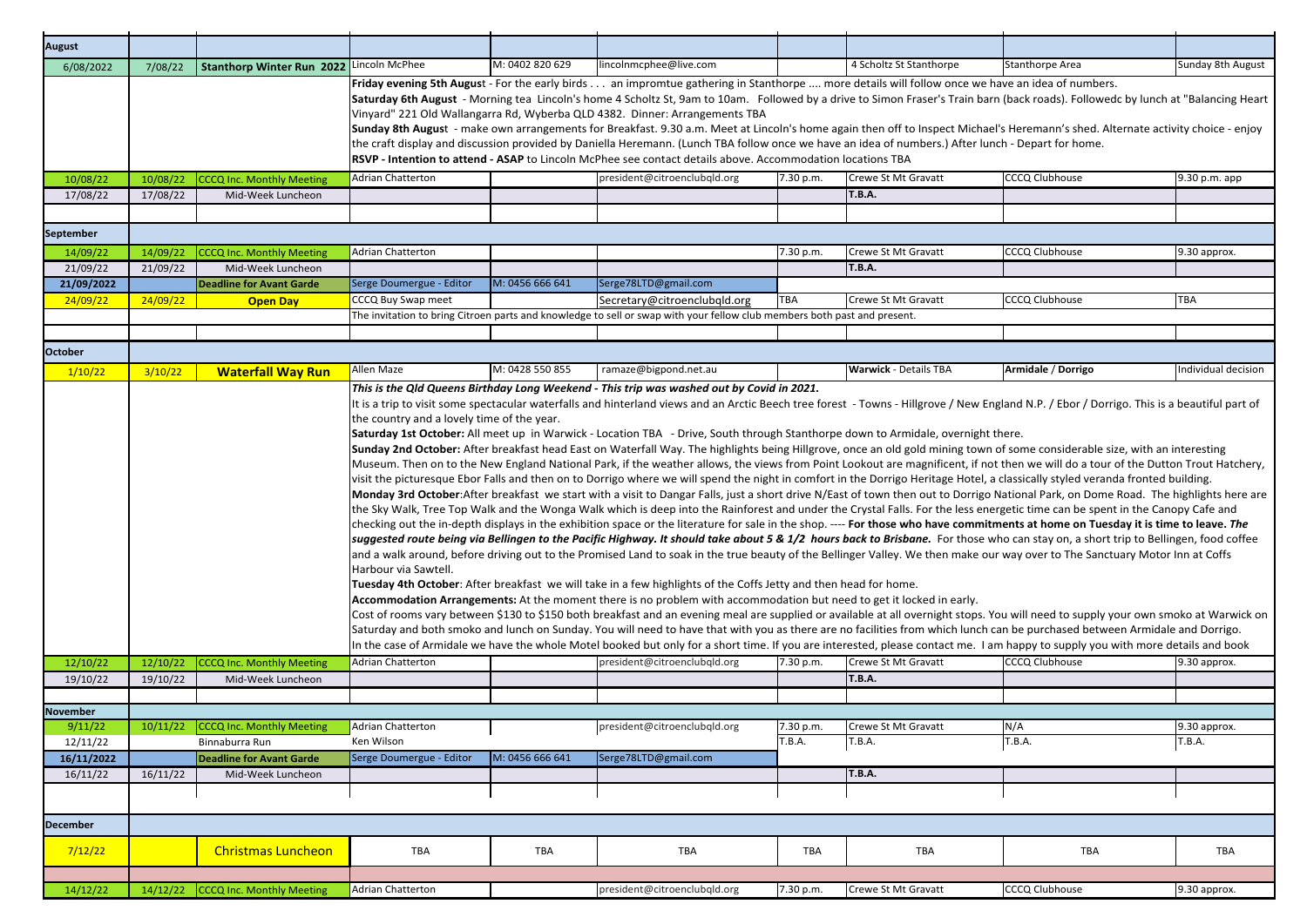| | | | | | | | | | |
|---|---|---|---|---|---|---|---|---|---|
| **August** | | | | | | | | | |
| 6/08/2022 | 7/08/22 | **Stanthorp Winter Run 2022** | Lincoln McPhee | M: 0402 820 629 | lincolnmcphee@live.com | | 4 Scholtz St Stanthorpe | Stanthorpe Area | Sunday 8th August |
| | | | **Friday evening 5th August** - For the early birds . . . an impromtue gathering in Stanthorpe .... more details will follow once we have an idea of numbers. **Saturday 6th August** - Morning tea Lincoln's home 4 Scholtz St, 9am to 10am. Followed by a drive to Simon Fraser's Train barn (back roads). Followedc by lunch at "Balancing Heart Vinyard" 221 Old Wallangarra Rd, Wyberba QLD 4382. Dinner: Arrangements TBA **Sunday 8th August** - make own arrangements for Breakfast. 9.30 a.m. Meet at Lincoln's home again then off to Inspect Michael's Heremann's shed. Alternate activity choice - enjoy the craft display and discussion provided by Daniella Heremann. (Lunch TBA follow once we have an idea of numbers.) After lunch - Depart for home. **RSVP - Intention to attend - ASAP** to Lincoln McPhee see contact details above. Accommodation locations TBA | | | | | | |
| 10/08/22 | 10/08/22 | CCCQ Inc. Monthly Meeting | Adrian Chatterton | | president@citroenclubqld.org | 7.30 p.m. | Crewe St Mt Gravatt | CCCQ Clubhouse | 9.30 p.m. app |
| 17/08/22 | 17/08/22 | Mid-Week Luncheon | | | | | **T.B.A.** | | |
| | | | | | | | | | |
| **September** | | | | | | | | | |
| 14/09/22 | 14/09/22 | CCCQ Inc. Monthly Meeting | Adrian Chatterton | | | 7.30 p.m. | Crewe St Mt Gravatt | CCCQ Clubhouse | 9.30 approx. |
| 21/09/22 | 21/09/22 | Mid-Week Luncheon | | | | | **T.B.A.** | | |
| **21/09/2022** | | **Deadline for Avant Garde** | Serge Doumergue - Editor | M: 0456 666 641 | Serge78LTD@gmail.com | | | | |
| 24/09/22 | 24/09/22 | **Open Day** | CCCQ Buy Swap meet | | Secretary@citroenclubqld.org | TBA | Crewe St Mt Gravatt | CCCQ Clubhouse | TBA |
| | | | The invitation to bring Citroen parts and knowledge to sell or swap with your fellow club members both past and present. | | | | | | |
| | | | | | | | | | |
| **October** | | | | | | | | | |
| 1/10/22 | 3/10/22 | **Waterfall Way Run** | Allen Maze | M: 0428 550 855 | ramaze@bigpond.net.au | | **Warwick** - Details TBA | **Armidale / Dorrigo** | Individual decision |
| | | | ***This is the Qld Queens Birthday Long Weekend - This trip was washed out by Covid in 2021.*** It is a trip to visit some spectacular waterfalls and hinterland views and an Arctic Beech tree forest - Towns - Hillgrove / New England N.P. / Ebor / Dorrigo. This is a beautiful part of the country and a lovely time of the year. **Saturday 1st October:** All meet up in Warwick - Location TBA - Drive, South through Stanthorpe down to Armidale, overnight there. **Sunday 2nd October:** After breakfast head East on Waterfall Way. The highlights being Hillgrove, once an old gold mining town of some considerable size, with an interesting Museum. Then on to the New England National Park, if the weather allows, the views from Point Lookout are magnificent, if not then we will do a tour of the Dutton Trout Hatchery, visit the picturesque Ebor Falls and then on to Dorrigo where we will spend the night in comfort in the Dorrigo Heritage Hotel, a classically styled veranda fronted building. **Monday 3rd October**:After breakfast we start with a visit to Dangar Falls, just a short drive N/East of town then out to Dorrigo National Park, on Dome Road. The highlights here are the Sky Walk, Tree Top Walk and the Wonga Walk which is deep into the Rainforest and under the Crystal Falls. For the less energetic time can be spent in the Canopy Cafe and checking out the in-depth displays in the exhibition space or the literature for sale in the shop. ---- **For those who have commitments at home on Tuesday it is time to leave. *The suggested route being via Bellingen to the Pacific Highway. It should take about 5 & 1/2 hours back to Brisbane.*** For those who can stay on, a short trip to Bellingen, food coffee and a walk around, before driving out to the Promised Land to soak in the true beauty of the Bellinger Valley. We then make our way over to The Sanctuary Motor Inn at Coffs Harbour via Sawtell. **Tuesday 4th October**: After breakfast we will take in a few highlights of the Coffs Jetty and then head for home. **Accommodation Arrangements:** At the moment there is no problem with accommodation but need to get it locked in early. Cost of rooms vary between $130 to $150 both breakfast and an evening meal are supplied or available at all overnight stops. You will need to supply your own smoko at Warwick on Saturday and both smoko and lunch on Sunday. You will need to have that with you as there are no facilities from which lunch can be purchased between Armidale and Dorrigo. In the case of Armidale we have the whole Motel booked but only for a short time. If you are interested, please contact me. I am happy to supply you with more details and book | | | | | | |
| 12/10/22 | 12/10/22 | CCCQ Inc. Monthly Meeting | Adrian Chatterton | | president@citroenclubqld.org | 7.30 p.m. | Crewe St Mt Gravatt | CCCQ Clubhouse | 9.30 approx. |
| 19/10/22 | 19/10/22 | Mid-Week Luncheon | | | | | **T.B.A.** | | |
| | | | | | | | | | |
| **November** | | | | | | | | | |
| 9/11/22 | 10/11/22 | CCCQ Inc. Monthly Meeting | Adrian Chatterton | | president@citroenclubqld.org | 7.30 p.m. | Crewe St Mt Gravatt | N/A | 9.30 approx. |
| 12/11/22 | | Binnaburra Run | Ken Wilson | | | T.B.A. | T.B.A. | T.B.A. | T.B.A. |
| **16/11/2022** | | **Deadline for Avant Garde** | Serge Doumergue - Editor | M: 0456 666 641 | Serge78LTD@gmail.com | | | | |
| 16/11/22 | 16/11/22 | Mid-Week Luncheon | | | | | **T.B.A.** | | |
| | | | | | | | | | |
| **December** | | | | | | | | | |
| 7/12/22 | | Christmas Luncheon | TBA | TBA | TBA | TBA | TBA | TBA | TBA |
| | | | | | | | | | |
| 14/12/22 | 14/12/22 | CCCQ Inc. Monthly Meeting | Adrian Chatterton | | president@citroenclubqld.org | 7.30 p.m. | Crewe St Mt Gravatt | CCCQ Clubhouse | 9.30 approx. |